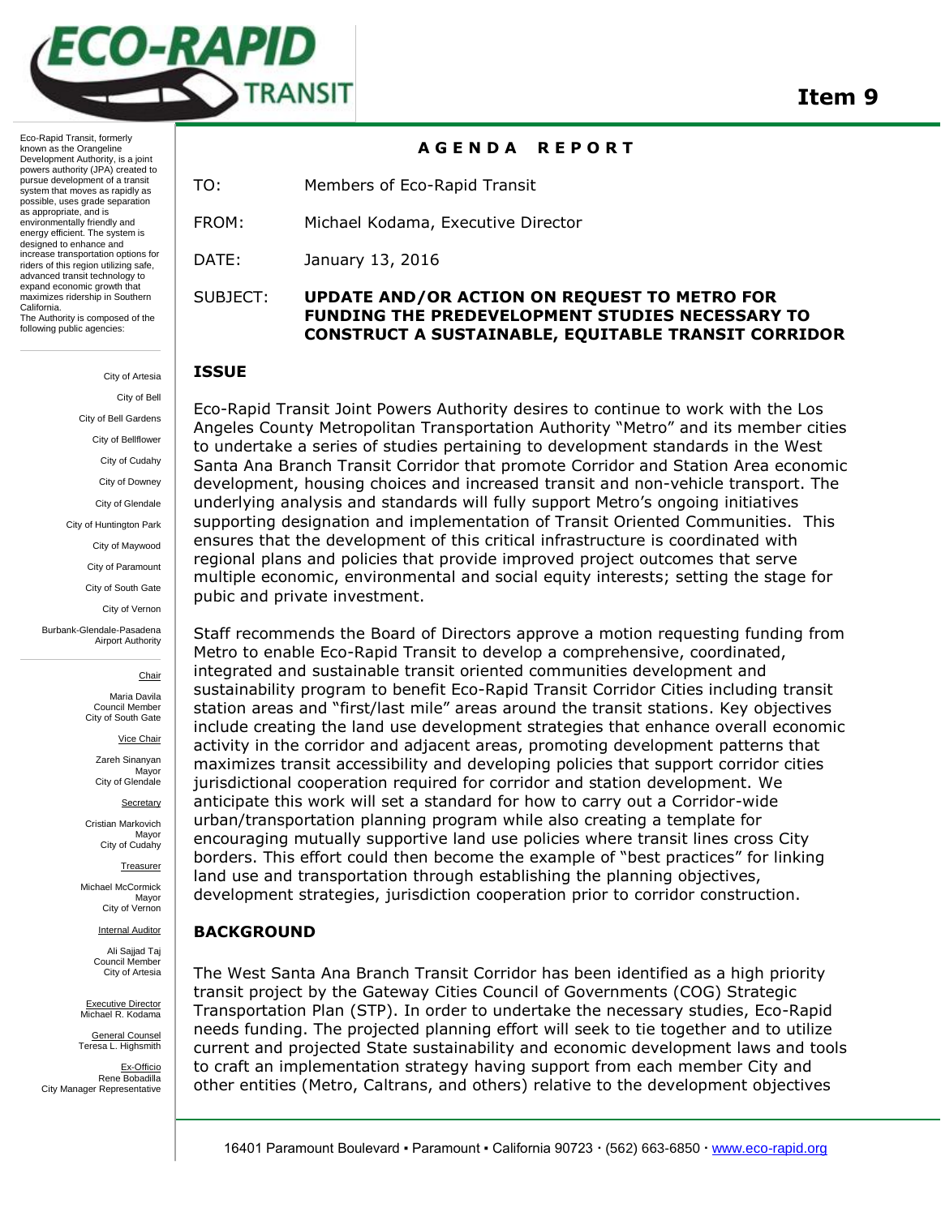# Item 9

Eco-Rapid Transit, formerly known as the Orangeline Development Authority, is a joint powers authority (JPA) created to pursue development of a transit system that moves as rapidly as possible, uses grade separation as appropriate, and is environmentally friendly and energy efficient. The system is designed to enhance and increase transportation options for riders of this region utilizing safe, advanced transit technology to expand economic growth that maximizes ridership in Southern California.

The Authority is composed of the following public agencies:

City of Artesia
City of Bell
City of Bell Gardens
City of Bellflower
City of Cudahy
City of Downey
City of Glendale
City of Huntington Park
City of Maywood
City of Paramount
City of South Gate
City of Vernon
Burbank-Glendale-Pasadena Airport Authority

Chair
Maria Davila
Council Member
City of South Gate

Vice Chair
Zareh Sinanyan
Mayor
City of Glendale

Secretary
Cristian Markovich
Mayor
City of Cudahy

Treasurer
Michael McCormick
Mayor
City of Vernon

Internal Auditor
Ali Sajjad Taj
Council Member
City of Artesia

Executive Director
Michael R. Kodama

General Counsel
Teresa L. Highsmith

Ex-Officio
Rene Bobadilla
City Manager Representative

## AGENDA REPORT

TO: Members of Eco-Rapid Transit

FROM: Michael Kodama, Executive Director

DATE: January 13, 2016

SUBJECT: **UPDATE AND/OR ACTION ON REQUEST TO METRO FOR FUNDING THE PREDEVELOPMENT STUDIES NECESSARY TO CONSTRUCT A SUSTAINABLE, EQUITABLE TRANSIT CORRIDOR**

### ISSUE

Eco-Rapid Transit Joint Powers Authority desires to continue to work with the Los Angeles County Metropolitan Transportation Authority "Metro" and its member cities to undertake a series of studies pertaining to development standards in the West Santa Ana Branch Transit Corridor that promote Corridor and Station Area economic development, housing choices and increased transit and non-vehicle transport. The underlying analysis and standards will fully support Metro's ongoing initiatives supporting designation and implementation of Transit Oriented Communities. This ensures that the development of this critical infrastructure is coordinated with regional plans and policies that provide improved project outcomes that serve multiple economic, environmental and social equity interests; setting the stage for pubic and private investment.

Staff recommends the Board of Directors approve a motion requesting funding from Metro to enable Eco-Rapid Transit to develop a comprehensive, coordinated, integrated and sustainable transit oriented communities development and sustainability program to benefit Eco-Rapid Transit Corridor Cities including transit station areas and "first/last mile" areas around the transit stations. Key objectives include creating the land use development strategies that enhance overall economic activity in the corridor and adjacent areas, promoting development patterns that maximizes transit accessibility and developing policies that support corridor cities jurisdictional cooperation required for corridor and station development. We anticipate this work will set a standard for how to carry out a Corridor-wide urban/transportation planning program while also creating a template for encouraging mutually supportive land use policies where transit lines cross City borders. This effort could then become the example of "best practices" for linking land use and transportation through establishing the planning objectives, development strategies, jurisdiction cooperation prior to corridor construction.

### BACKGROUND

The West Santa Ana Branch Transit Corridor has been identified as a high priority transit project by the Gateway Cities Council of Governments (COG) Strategic Transportation Plan (STP). In order to undertake the necessary studies, Eco-Rapid needs funding. The projected planning effort will seek to tie together and to utilize current and projected State sustainability and economic development laws and tools to craft an implementation strategy having support from each member City and other entities (Metro, Caltrans, and others) relative to the development objectives

16401 Paramount Boulevard ▪ Paramount ▪ California 90723 · (562) 663-6850 · www.eco-rapid.org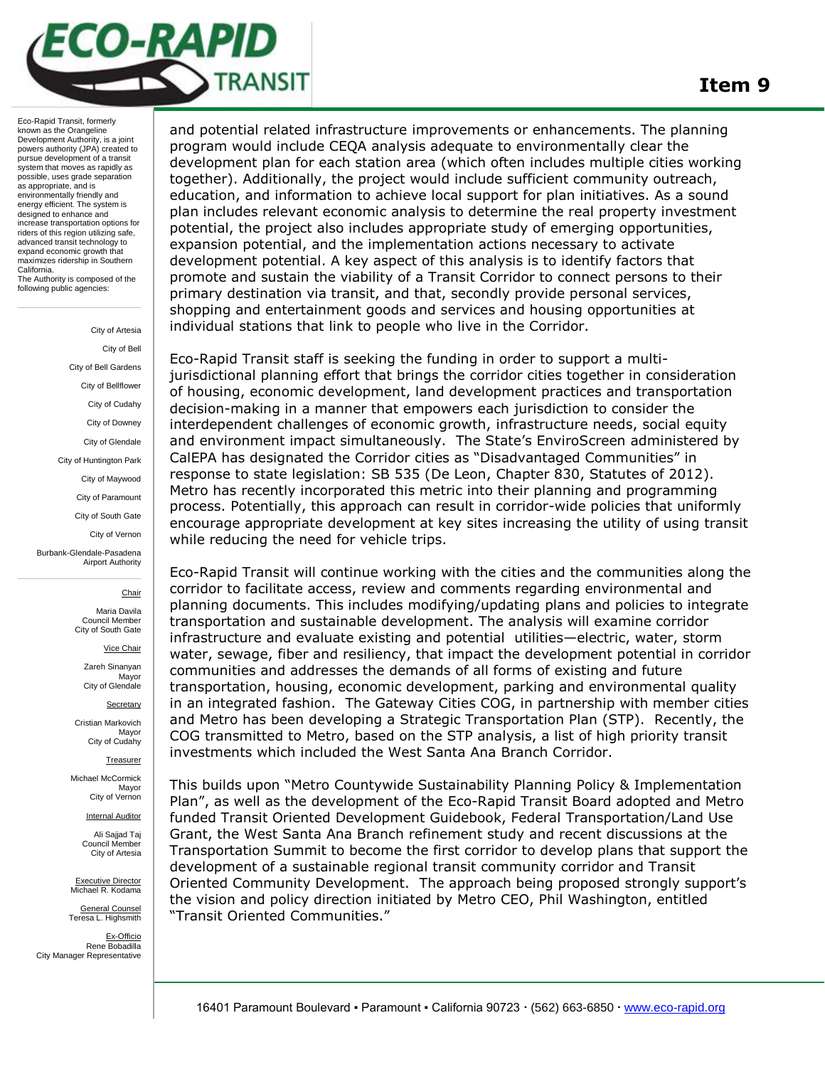**Item 9**

Eco-Rapid Transit, formerly known as the Orangeline Development Authority, is a joint powers authority (JPA) created to pursue development of a transit system that moves as rapidly as possible, uses grade separation as appropriate, and is environmentally friendly and energy efficient. The system is designed to enhance and increase transportation options for riders of this region utilizing safe, advanced transit technology to expand economic growth that maximizes ridership in Southern California.

The Authority is composed of the following public agencies:

City of Artesia
City of Bell
City of Bell Gardens
City of Bellflower
City of Cudahy
City of Downey
City of Glendale
City of Huntington Park
City of Maywood
City of Paramount
City of South Gate
City of Vernon
Burbank-Glendale-Pasadena Airport Authority

Chair
Maria Davila
Council Member
City of South Gate

Vice Chair
Zareh Sinanyan
Mayor
City of Glendale

Secretary
Cristian Markovich
Mayor
City of Cudahy

Treasurer
Michael McCormick
Mayor
City of Vernon

Internal Auditor
Ali Sajjad Taj
Council Member
City of Artesia

Executive Director
Michael R. Kodama

General Counsel
Teresa L. Highsmith

Ex-Officio
Rene Bobadilla
City Manager Representative

and potential related infrastructure improvements or enhancements. The planning program would include CEQA analysis adequate to environmentally clear the development plan for each station area (which often includes multiple cities working together). Additionally, the project would include sufficient community outreach, education, and information to achieve local support for plan initiatives. As a sound plan includes relevant economic analysis to determine the real property investment potential, the project also includes appropriate study of emerging opportunities, expansion potential, and the implementation actions necessary to activate development potential. A key aspect of this analysis is to identify factors that promote and sustain the viability of a Transit Corridor to connect persons to their primary destination via transit, and that, secondly provide personal services, shopping and entertainment goods and services and housing opportunities at individual stations that link to people who live in the Corridor.

Eco-Rapid Transit staff is seeking the funding in order to support a multi-jurisdictional planning effort that brings the corridor cities together in consideration of housing, economic development, land development practices and transportation decision-making in a manner that empowers each jurisdiction to consider the interdependent challenges of economic growth, infrastructure needs, social equity and environment impact simultaneously. The State's EnviroScreen administered by CalEPA has designated the Corridor cities as "Disadvantaged Communities" in response to state legislation: SB 535 (De Leon, Chapter 830, Statutes of 2012). Metro has recently incorporated this metric into their planning and programming process. Potentially, this approach can result in corridor-wide policies that uniformly encourage appropriate development at key sites increasing the utility of using transit while reducing the need for vehicle trips.

Eco-Rapid Transit will continue working with the cities and the communities along the corridor to facilitate access, review and comments regarding environmental and planning documents. This includes modifying/updating plans and policies to integrate transportation and sustainable development. The analysis will examine corridor infrastructure and evaluate existing and potential utilities—electric, water, storm water, sewage, fiber and resiliency, that impact the development potential in corridor communities and addresses the demands of all forms of existing and future transportation, housing, economic development, parking and environmental quality in an integrated fashion. The Gateway Cities COG, in partnership with member cities and Metro has been developing a Strategic Transportation Plan (STP). Recently, the COG transmitted to Metro, based on the STP analysis, a list of high priority transit investments which included the West Santa Ana Branch Corridor.

This builds upon "Metro Countywide Sustainability Planning Policy & Implementation Plan", as well as the development of the Eco-Rapid Transit Board adopted and Metro funded Transit Oriented Development Guidebook, Federal Transportation/Land Use Grant, the West Santa Ana Branch refinement study and recent discussions at the Transportation Summit to become the first corridor to develop plans that support the development of a sustainable regional transit community corridor and Transit Oriented Community Development. The approach being proposed strongly support's the vision and policy direction initiated by Metro CEO, Phil Washington, entitled "Transit Oriented Communities."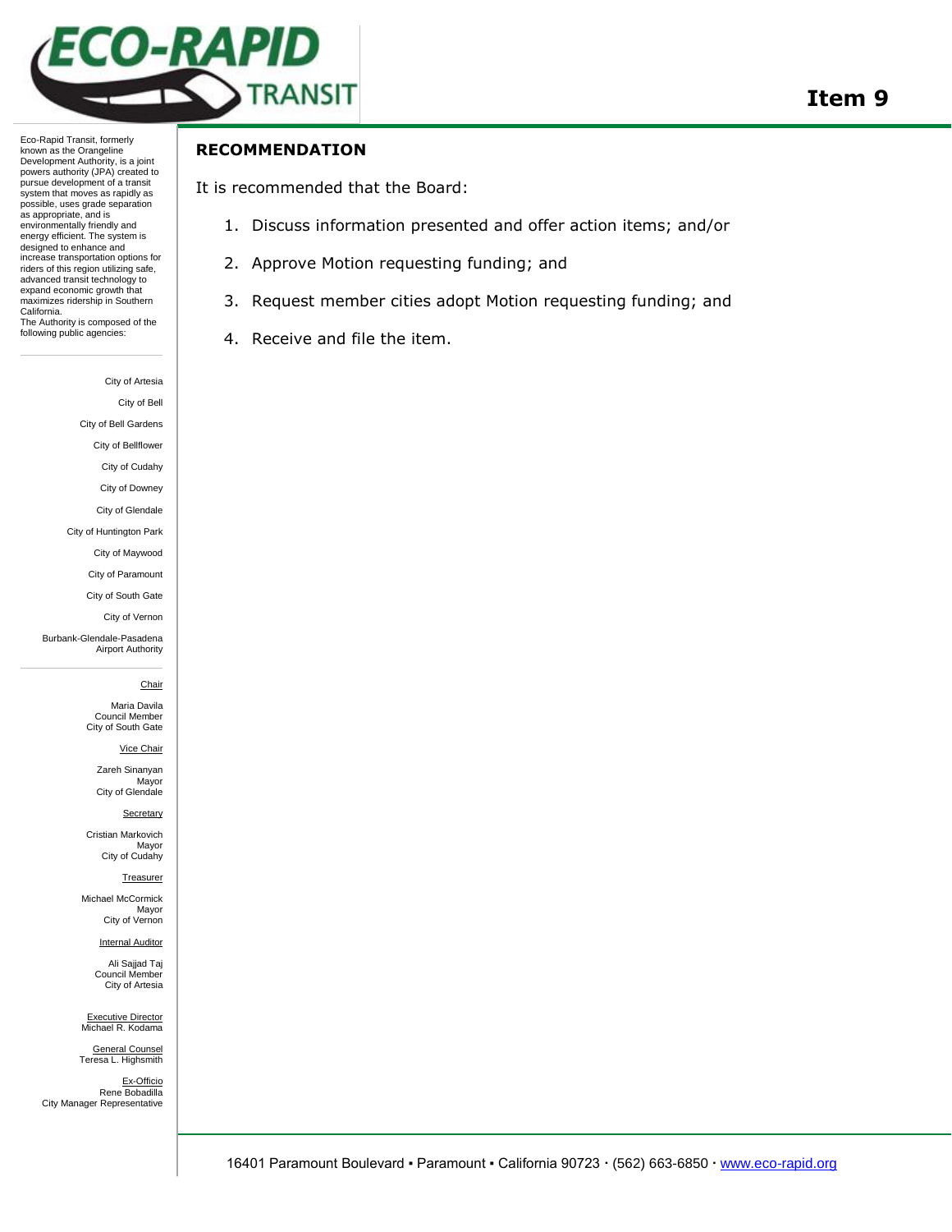# Item 9

Eco-Rapid Transit, formerly known as the Orangeline Development Authority, is a joint powers authority (JPA) created to pursue development of a transit system that moves as rapidly as possible, uses grade separation as appropriate, and is environmentally friendly and energy efficient. The system is designed to enhance and increase transportation options for riders of this region utilizing safe, advanced transit technology to expand economic growth that maximizes ridership in Southern California.
The Authority is composed of the following public agencies:

City of Artesia
City of Bell
City of Bell Gardens
City of Bellflower
City of Cudahy
City of Downey
City of Glendale
City of Huntington Park
City of Maywood
City of Paramount
City of South Gate
City of Vernon
Burbank-Glendale-Pasadena Airport Authority

Chair
Maria Davila
Council Member
City of South Gate

Vice Chair
Zareh Sinanyan
Mayor
City of Glendale

Secretary
Cristian Markovich
Mayor
City of Cudahy

Treasurer
Michael McCormick
Mayor
City of Vernon

Internal Auditor
Ali Sajjad Taj
Council Member
City of Artesia

Executive Director
Michael R. Kodama

General Counsel
Teresa L. Highsmith

Ex-Officio
Rene Bobadilla
City Manager Representative

## RECOMMENDATION

It is recommended that the Board:

1. Discuss information presented and offer action items; and/or
2. Approve Motion requesting funding; and
3. Request member cities adopt Motion requesting funding; and
4. Receive and file the item.

16401 Paramount Boulevard ▪ Paramount ▪ California 90723 · (562) 663-6850 · www.eco-rapid.org